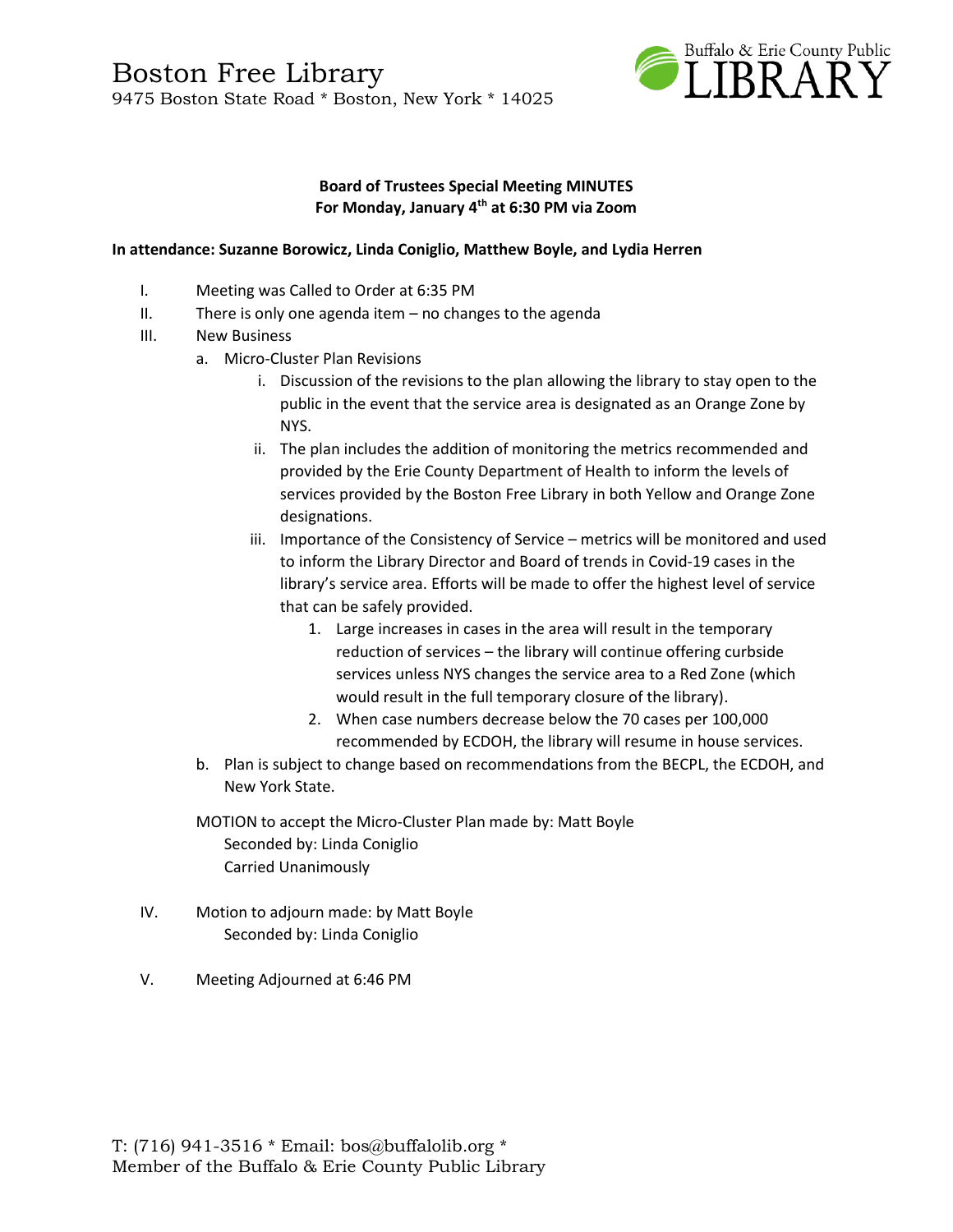# Boston Free Library

9475 Boston State Road * Boston, New York * 14025

**Board of Trustees Special Meeting MINUTES**
**For Monday, January 4th at 6:30 PM via Zoom**

**In attendance: Suzanne Borowicz, Linda Coniglio, Matthew Boyle, and Lydia Herren**

I. Meeting was Called to Order at 6:35 PM

II. There is only one agenda item – no changes to the agenda

III. New Business

  a. Micro-Cluster Plan Revisions

    i. Discussion of the revisions to the plan allowing the library to stay open to the public in the event that the service area is designated as an Orange Zone by NYS.

    ii. The plan includes the addition of monitoring the metrics recommended and provided by the Erie County Department of Health to inform the levels of services provided by the Boston Free Library in both Yellow and Orange Zone designations.

    iii. Importance of the Consistency of Service – metrics will be monitored and used to inform the Library Director and Board of trends in Covid-19 cases in the library's service area. Efforts will be made to offer the highest level of service that can be safely provided.

      1. Large increases in cases in the area will result in the temporary reduction of services – the library will continue offering curbside services unless NYS changes the service area to a Red Zone (which would result in the full temporary closure of the library).

      2. When case numbers decrease below the 70 cases per 100,000 recommended by ECDOH, the library will resume in house services.

  b. Plan is subject to change based on recommendations from the BECPL, the ECDOH, and New York State.

  MOTION to accept the Micro-Cluster Plan made by: Matt Boyle
    Seconded by: Linda Coniglio
    Carried Unanimously

IV. Motion to adjourn made: by Matt Boyle
    Seconded by: Linda Coniglio

V. Meeting Adjourned at 6:46 PM

T: (716) 941-3516 * Email: bos@buffalolib.org *
Member of the Buffalo & Erie County Public Library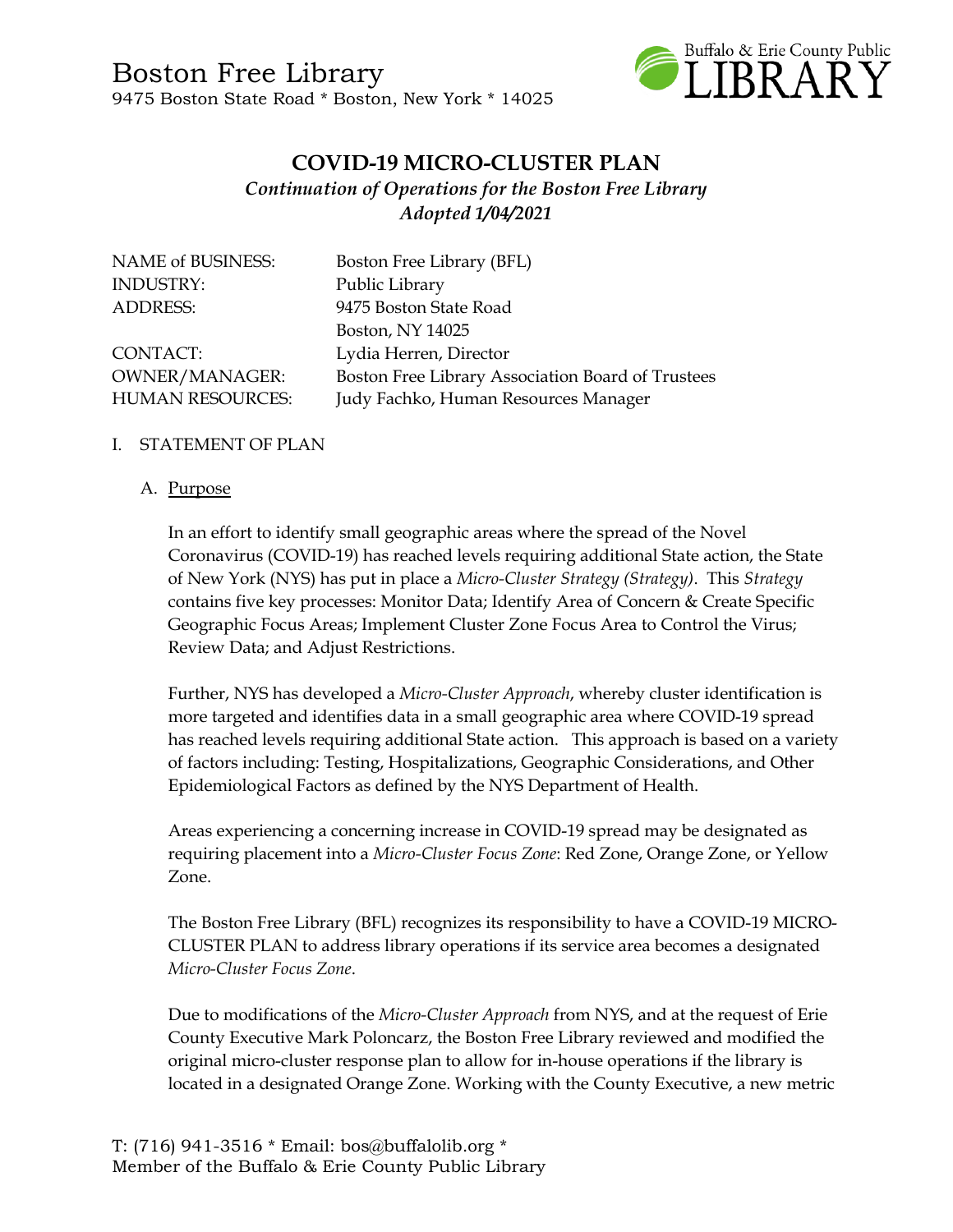Boston Free Library

9475 Boston State Road * Boston, New York * 14025

# COVID-19 MICRO-CLUSTER PLAN

*Continuation of Operations for the Boston Free Library*
*Adopted 1/04/2021*

| | |
|---|---|
| NAME of BUSINESS: | Boston Free Library (BFL) |
| INDUSTRY: | Public Library |
| ADDRESS: | 9475 Boston State Road<br>Boston, NY 14025 |
| CONTACT: | Lydia Herren, Director |
| OWNER/MANAGER: | Boston Free Library Association Board of Trustees |
| HUMAN RESOURCES: | Judy Fachko, Human Resources Manager |

I. STATEMENT OF PLAN

A. Purpose

In an effort to identify small geographic areas where the spread of the Novel Coronavirus (COVID-19) has reached levels requiring additional State action, the State of New York (NYS) has put in place a *Micro-Cluster Strategy (Strategy)*. This *Strategy* contains five key processes: Monitor Data; Identify Area of Concern & Create Specific Geographic Focus Areas; Implement Cluster Zone Focus Area to Control the Virus; Review Data; and Adjust Restrictions.

Further, NYS has developed a *Micro-Cluster Approach*, whereby cluster identification is more targeted and identifies data in a small geographic area where COVID-19 spread has reached levels requiring additional State action. This approach is based on a variety of factors including: Testing, Hospitalizations, Geographic Considerations, and Other Epidemiological Factors as defined by the NYS Department of Health.

Areas experiencing a concerning increase in COVID-19 spread may be designated as requiring placement into a *Micro-Cluster Focus Zone*: Red Zone, Orange Zone, or Yellow Zone.

The Boston Free Library (BFL) recognizes its responsibility to have a COVID-19 MICRO-CLUSTER PLAN to address library operations if its service area becomes a designated *Micro-Cluster Focus Zone*.

Due to modifications of the *Micro-Cluster Approach* from NYS, and at the request of Erie County Executive Mark Poloncarz, the Boston Free Library reviewed and modified the original micro-cluster response plan to allow for in-house operations if the library is located in a designated Orange Zone. Working with the County Executive, a new metric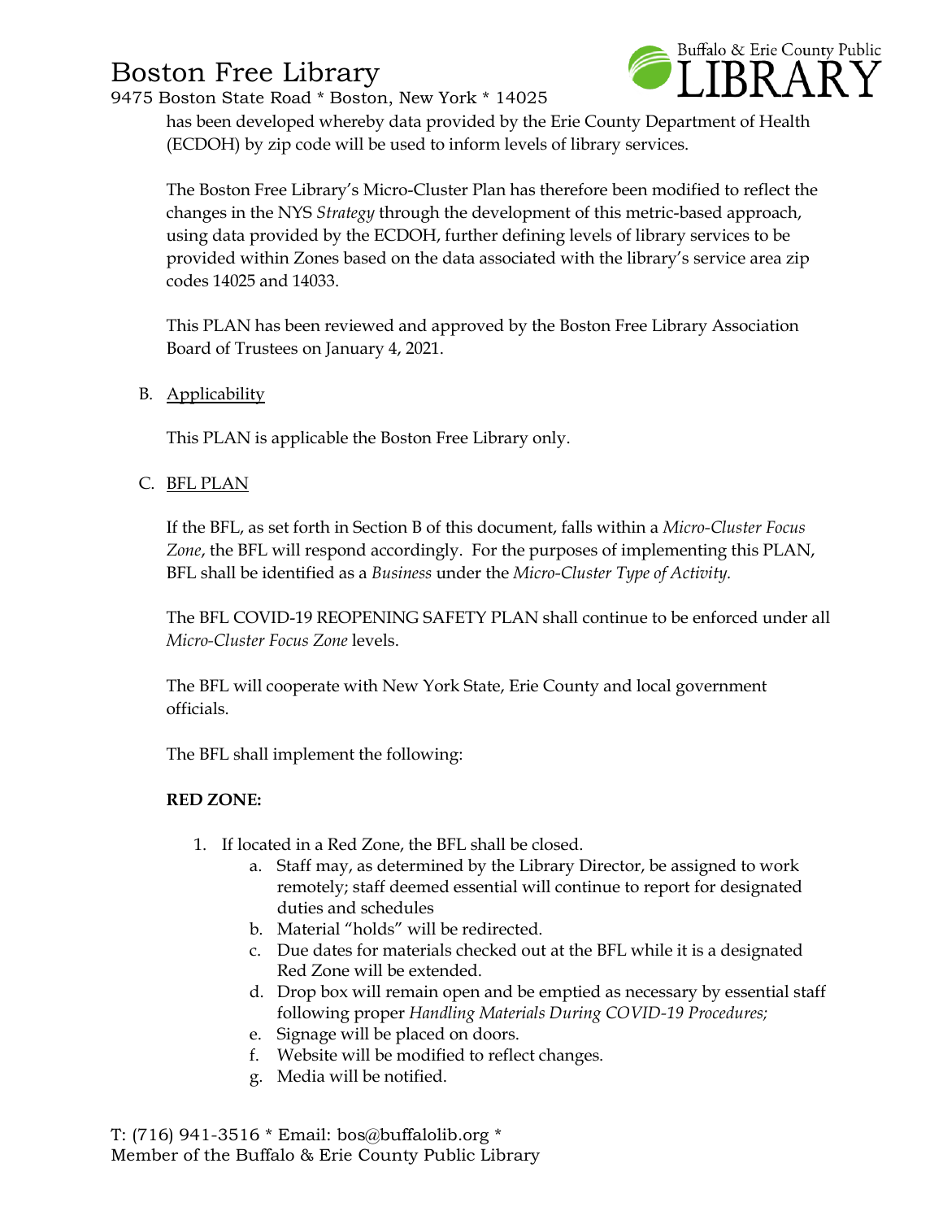has been developed whereby data provided by the Erie County Department of Health (ECDOH) by zip code will be used to inform levels of library services.

The Boston Free Library's Micro-Cluster Plan has therefore been modified to reflect the changes in the NYS *Strategy* through the development of this metric-based approach, using data provided by the ECDOH, further defining levels of library services to be provided within Zones based on the data associated with the library's service area zip codes 14025 and 14033.

This PLAN has been reviewed and approved by the Boston Free Library Association Board of Trustees on January 4, 2021.

B. Applicability

This PLAN is applicable the Boston Free Library only.

C. BFL PLAN

If the BFL, as set forth in Section B of this document, falls within a *Micro-Cluster Focus Zone*, the BFL will respond accordingly. For the purposes of implementing this PLAN, BFL shall be identified as a *Business* under the *Micro-Cluster Type of Activity.*

The BFL COVID-19 REOPENING SAFETY PLAN shall continue to be enforced under all *Micro-Cluster Focus Zone* levels.

The BFL will cooperate with New York State, Erie County and local government officials.

The BFL shall implement the following:

**RED ZONE:**

1. If located in a Red Zone, the BFL shall be closed.
    a. Staff may, as determined by the Library Director, be assigned to work remotely; staff deemed essential will continue to report for designated duties and schedules
    b. Material "holds" will be redirected.
    c. Due dates for materials checked out at the BFL while it is a designated Red Zone will be extended.
    d. Drop box will remain open and be emptied as necessary by essential staff following proper *Handling Materials During COVID-19 Procedures;*
    e. Signage will be placed on doors.
    f. Website will be modified to reflect changes.
    g. Media will be notified.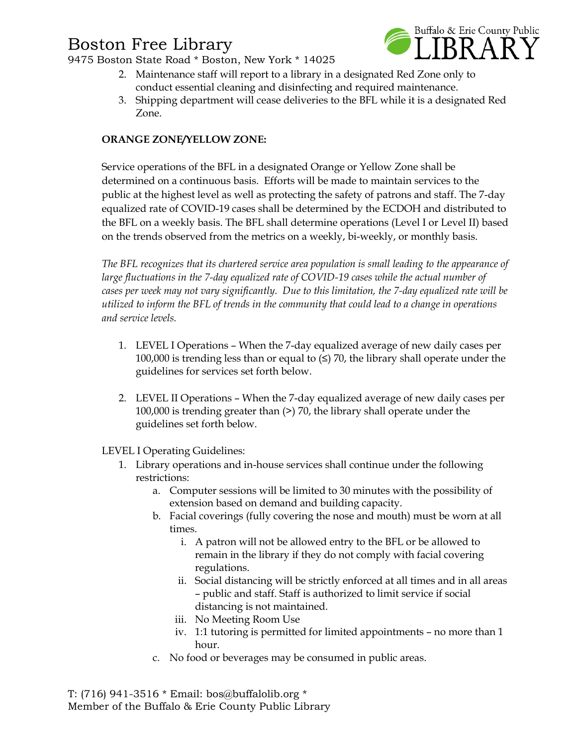2. Maintenance staff will report to a library in a designated Red Zone only to conduct essential cleaning and disinfecting and required maintenance.
3. Shipping department will cease deliveries to the BFL while it is a designated Red Zone.

**ORANGE ZONE/YELLOW ZONE:**

Service operations of the BFL in a designated Orange or Yellow Zone shall be determined on a continuous basis. Efforts will be made to maintain services to the public at the highest level as well as protecting the safety of patrons and staff. The 7-day equalized rate of COVID-19 cases shall be determined by the ECDOH and distributed to the BFL on a weekly basis. The BFL shall determine operations (Level I or Level II) based on the trends observed from the metrics on a weekly, bi-weekly, or monthly basis.

*The BFL recognizes that its chartered service area population is small leading to the appearance of large fluctuations in the 7-day equalized rate of COVID-19 cases while the actual number of cases per week may not vary significantly. Due to this limitation, the 7-day equalized rate will be utilized to inform the BFL of trends in the community that could lead to a change in operations and service levels.*

1. LEVEL I Operations – When the 7-day equalized average of new daily cases per 100,000 is trending less than or equal to (≤) 70, the library shall operate under the guidelines for services set forth below.

2. LEVEL II Operations – When the 7-day equalized average of new daily cases per 100,000 is trending greater than (>) 70, the library shall operate under the guidelines set forth below.

LEVEL I Operating Guidelines:

1. Library operations and in-house services shall continue under the following restrictions:
   a. Computer sessions will be limited to 30 minutes with the possibility of extension based on demand and building capacity.
   b. Facial coverings (fully covering the nose and mouth) must be worn at all times.
      i. A patron will not be allowed entry to the BFL or be allowed to remain in the library if they do not comply with facial covering regulations.
      ii. Social distancing will be strictly enforced at all times and in all areas – public and staff. Staff is authorized to limit service if social distancing is not maintained.
      iii. No Meeting Room Use
      iv. 1:1 tutoring is permitted for limited appointments – no more than 1 hour.
   c. No food or beverages may be consumed in public areas.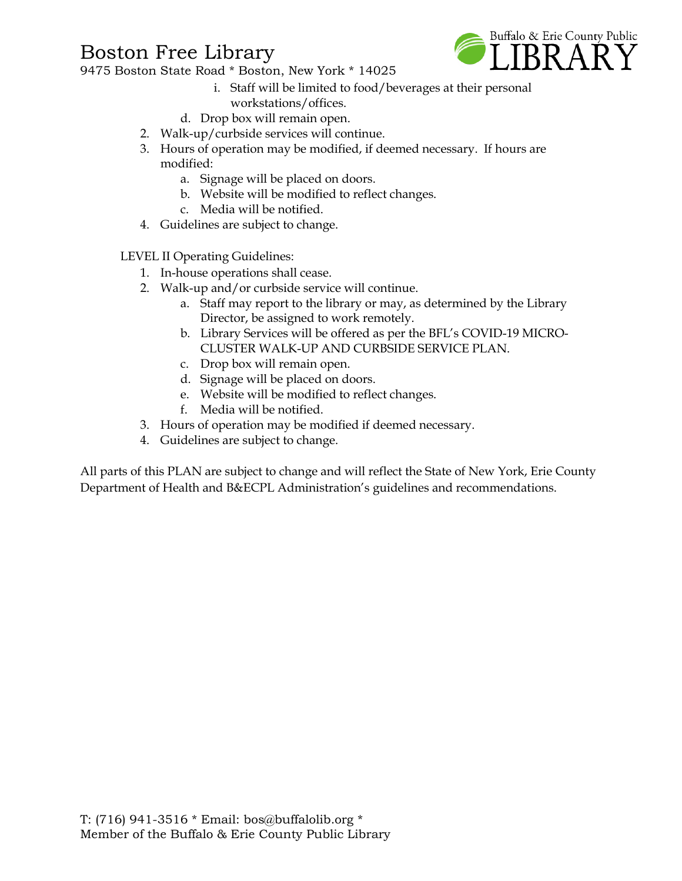i. Staff will be limited to food/beverages at their personal workstations/offices.
   d. Drop box will remain open.
2. Walk-up/curbside services will continue.
3. Hours of operation may be modified, if deemed necessary. If hours are modified:
   a. Signage will be placed on doors.
   b. Website will be modified to reflect changes.
   c. Media will be notified.
4. Guidelines are subject to change.

LEVEL II Operating Guidelines:

1. In-house operations shall cease.
2. Walk-up and/or curbside service will continue.
   a. Staff may report to the library or may, as determined by the Library Director, be assigned to work remotely.
   b. Library Services will be offered as per the BFL's COVID-19 MICRO-CLUSTER WALK-UP AND CURBSIDE SERVICE PLAN.
   c. Drop box will remain open.
   d. Signage will be placed on doors.
   e. Website will be modified to reflect changes.
   f. Media will be notified.
3. Hours of operation may be modified if deemed necessary.
4. Guidelines are subject to change.

All parts of this PLAN are subject to change and will reflect the State of New York, Erie County Department of Health and B&ECPL Administration's guidelines and recommendations.